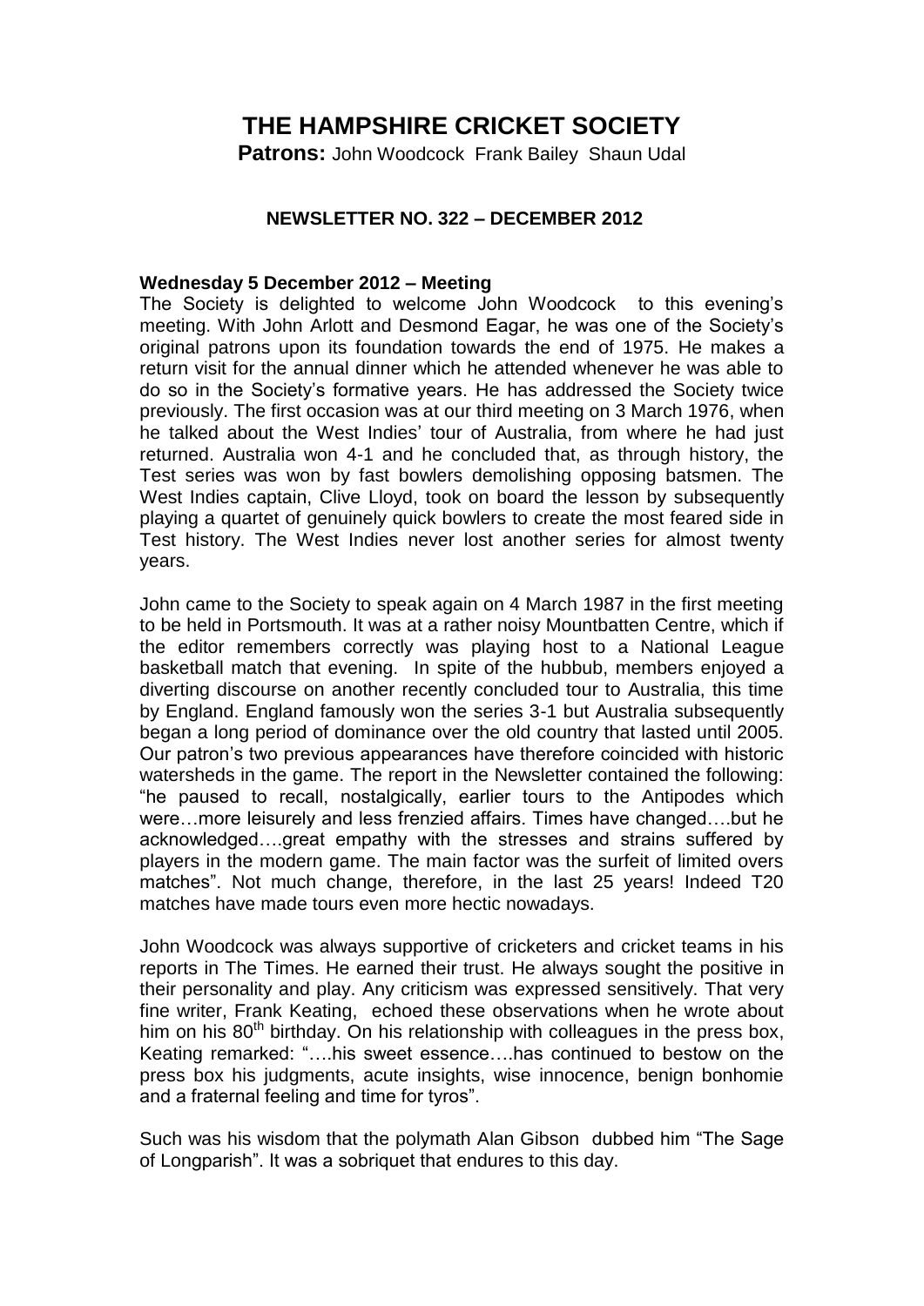# THE HAMPSHIRE CRICKET SOCIETY

**Patrons:** John Woodcock Frank Bailey Shaun Udal

## NEWSLETTER NO. 322 – DECEMBER 2012

### Wednesday 5 December 2012 – Meeting

The Society is delighted to welcome John Woodcock to this evening's meeting. With John Arlott and Desmond Eagar, he was one of the Society's original patrons upon its foundation towards the end of 1975. He makes a return visit for the annual dinner which he attended whenever he was able to do so in the Society's formative years. He has addressed the Society twice previously. The first occasion was at our third meeting on 3 March 1976, when he talked about the West Indies' tour of Australia, from where he had just returned. Australia won 4-1 and he concluded that, as through history, the Test series was won by fast bowlers demolishing opposing batsmen. The West Indies captain, Clive Lloyd, took on board the lesson by subsequently playing a quartet of genuinely quick bowlers to create the most feared side in Test history. The West Indies never lost another series for almost twenty years.

John came to the Society to speak again on 4 March 1987 in the first meeting to be held in Portsmouth. It was at a rather noisy Mountbatten Centre, which if the editor remembers correctly was playing host to a National League basketball match that evening. In spite of the hubbub, members enjoyed a diverting discourse on another recently concluded tour to Australia, this time by England. England famously won the series 3-1 but Australia subsequently began a long period of dominance over the old country that lasted until 2005. Our patron's two previous appearances have therefore coincided with historic watersheds in the game. The report in the Newsletter contained the following: "he paused to recall, nostalgically, earlier tours to the Antipodes which were…more leisurely and less frenzied affairs. Times have changed….but he acknowledged….great empathy with the stresses and strains suffered by players in the modern game. The main factor was the surfeit of limited overs matches". Not much change, therefore, in the last 25 years! Indeed T20 matches have made tours even more hectic nowadays.

John Woodcock was always supportive of cricketers and cricket teams in his reports in The Times. He earned their trust. He always sought the positive in their personality and play. Any criticism was expressed sensitively. That very fine writer, Frank Keating, echoed these observations when he wrote about him on his 80th birthday. On his relationship with colleagues in the press box, Keating remarked: "….his sweet essence….has continued to bestow on the press box his judgments, acute insights, wise innocence, benign bonhomie and a fraternal feeling and time for tyros".

Such was his wisdom that the polymath Alan Gibson dubbed him "The Sage of Longparish". It was a sobriquet that endures to this day.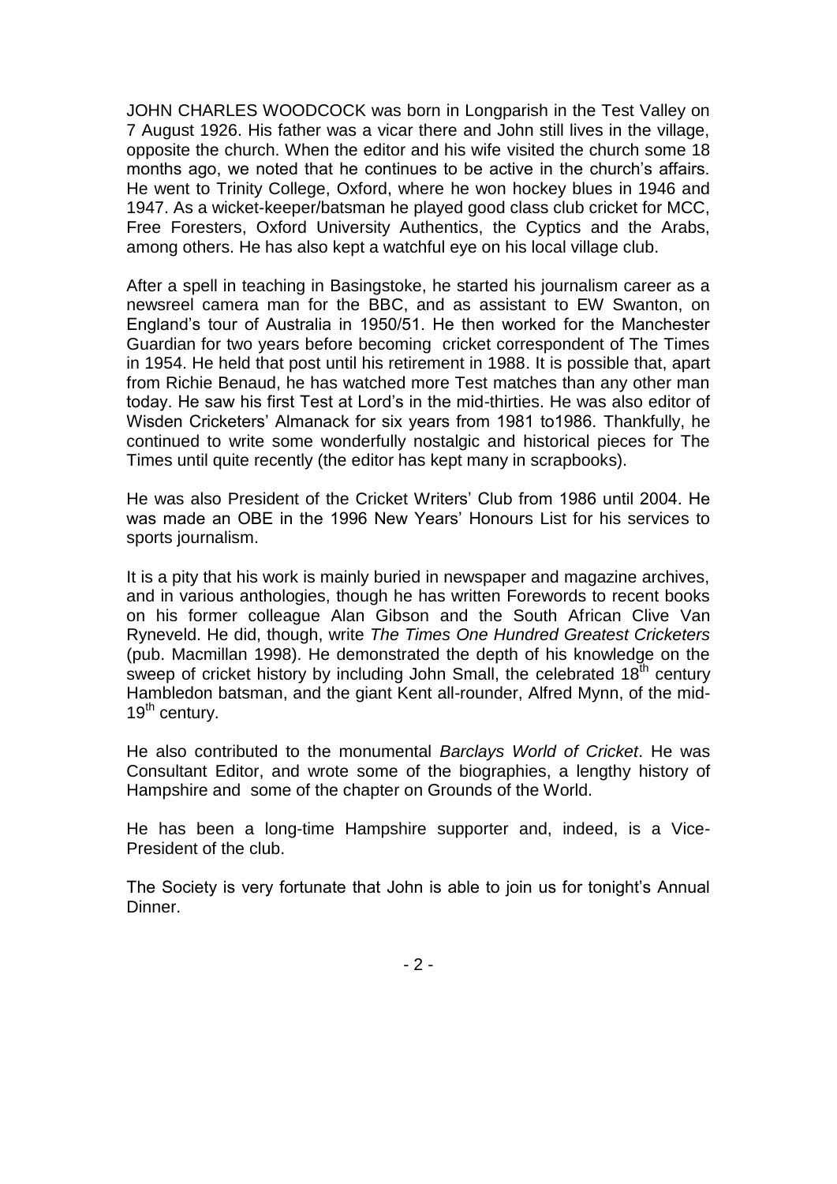JOHN CHARLES WOODCOCK was born in Longparish in the Test Valley on 7 August 1926. His father was a vicar there and John still lives in the village, opposite the church. When the editor and his wife visited the church some 18 months ago, we noted that he continues to be active in the church's affairs. He went to Trinity College, Oxford, where he won hockey blues in 1946 and 1947. As a wicket-keeper/batsman he played good class club cricket for MCC, Free Foresters, Oxford University Authentics, the Cyptics and the Arabs, among others. He has also kept a watchful eye on his local village club.

After a spell in teaching in Basingstoke, he started his journalism career as a newsreel camera man for the BBC, and as assistant to EW Swanton, on England's tour of Australia in 1950/51. He then worked for the Manchester Guardian for two years before becoming cricket correspondent of The Times in 1954. He held that post until his retirement in 1988. It is possible that, apart from Richie Benaud, he has watched more Test matches than any other man today. He saw his first Test at Lord's in the mid-thirties. He was also editor of Wisden Cricketers' Almanack for six years from 1981 to1986. Thankfully, he continued to write some wonderfully nostalgic and historical pieces for The Times until quite recently (the editor has kept many in scrapbooks).

He was also President of the Cricket Writers' Club from 1986 until 2004. He was made an OBE in the 1996 New Years' Honours List for his services to sports journalism.

It is a pity that his work is mainly buried in newspaper and magazine archives, and in various anthologies, though he has written Forewords to recent books on his former colleague Alan Gibson and the South African Clive Van Ryneveld. He did, though, write *The Times One Hundred Greatest Cricketers* (pub. Macmillan 1998). He demonstrated the depth of his knowledge on the sweep of cricket history by including John Small, the celebrated 18th century Hambledon batsman, and the giant Kent all-rounder, Alfred Mynn, of the mid-19th century.

He also contributed to the monumental *Barclays World of Cricket*. He was Consultant Editor, and wrote some of the biographies, a lengthy history of Hampshire and some of the chapter on Grounds of the World.

He has been a long-time Hampshire supporter and, indeed, is a Vice-President of the club.

The Society is very fortunate that John is able to join us for tonight's Annual Dinner.